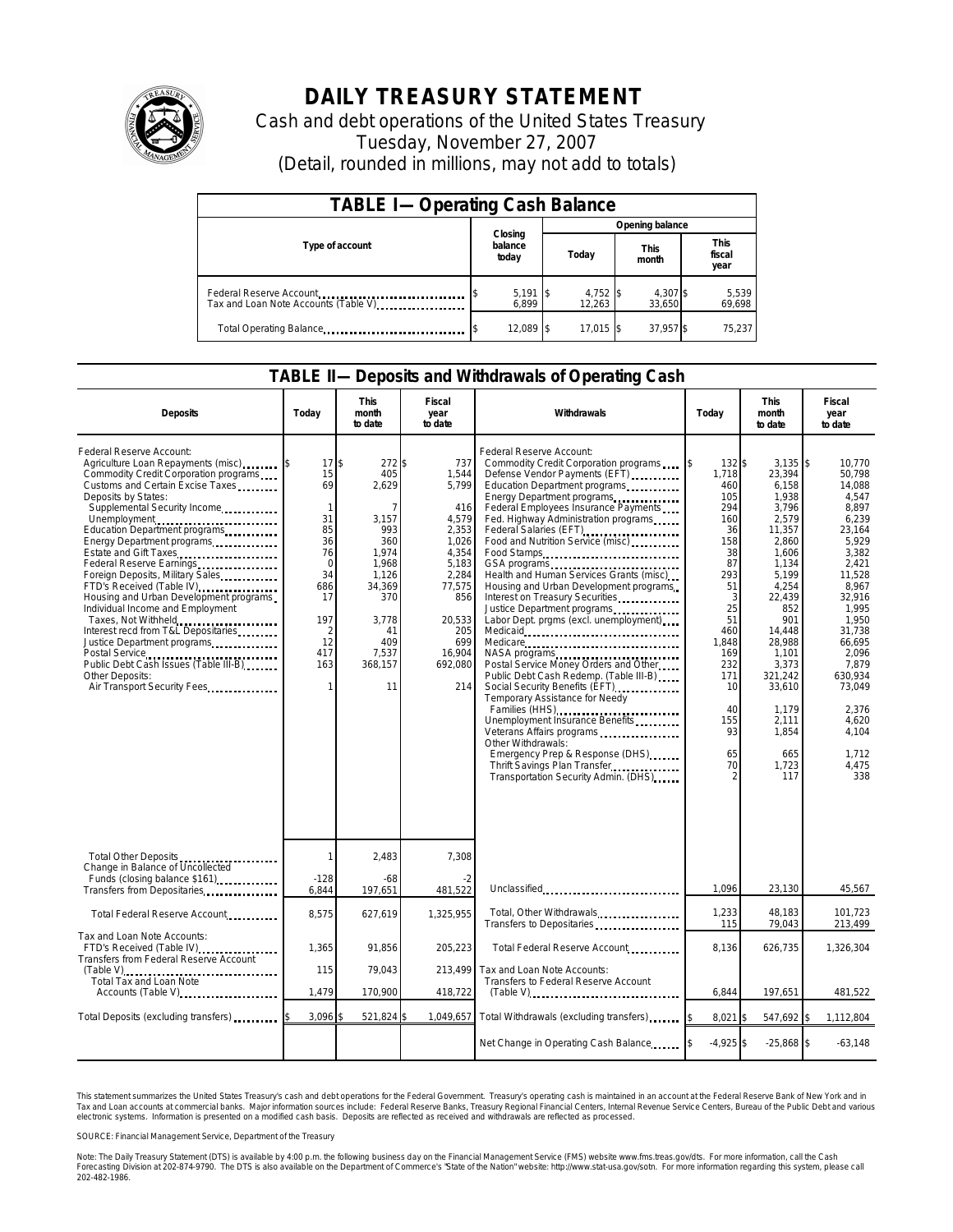# DAILY TREASURY STATEMENT

Cash and debt operations of the United States Treasury
Tuesday, November 27, 2007
(Detail, rounded in millions, may not add to totals)

## TABLE I— Operating Cash Balance

| Type of account | Closing balance today | Opening balance Today | Opening balance This month | Opening balance This fiscal year |
|---|---|---|---|---|
| Federal Reserve Account | $ 5,191 | $ 4,752 | $ 4,307 | $ 5,539 |
| Tax and Loan Note Accounts (Table V) | 6,899 | 12,263 | 33,650 | 69,698 |
| Total Operating Balance | $ 12,089 | $ 17,015 | $ 37,957 | $ 75,237 |

## TABLE II— Deposits and Withdrawals of Operating Cash

| Deposits | Today | This month to date | Fiscal year to date | Withdrawals | Today | This month to date | Fiscal year to date |
|---|---|---|---|---|---|---|---|
| Federal Reserve Account: | | | | Federal Reserve Account: | | | |
| Agriculture Loan Repayments (misc) | $ 17 | $ 272 | $ 737 | Commodity Credit Corporation programs | $ 132 | $ 3,135 | $ 10,770 |
| Commodity Credit Corporation programs | 15 | 405 | 1,544 | Defense Vendor Payments (EFT) | 1,718 | 23,394 | 50,798 |
| Customs and Certain Excise Taxes | 69 | 2,629 | 5,799 | Education Department programs | 460 | 6,158 | 14,088 |
| Deposits by States: | | | | Energy Department programs | 105 | 1,938 | 4,547 |
| Supplemental Security Income | 1 | 7 | 416 | Federal Employees Insurance Payments | 294 | 3,796 | 8,897 |
| Unemployment | 31 | 3,157 | 4,579 | Fed. Highway Administration programs | 160 | 2,579 | 6,239 |
| Education Department programs | 85 | 993 | 2,353 | Federal Salaries (EFT) | 36 | 11,357 | 23,164 |
| Energy Department programs | 36 | 360 | 1,026 | Food and Nutrition Service (misc) | 158 | 2,860 | 5,929 |
| Estate and Gift Taxes | 76 | 1,974 | 4,354 | Food Stamps | 38 | 1,606 | 3,382 |
| Federal Reserve Earnings | 0 | 1,968 | 5,183 | GSA programs | 87 | 1,134 | 2,421 |
| Foreign Deposits, Military Sales | 34 | 1,126 | 2,284 | Health and Human Services Grants (misc) | 293 | 5,199 | 11,528 |
| FTD's Received (Table IV) | 686 | 34,369 | 77,575 | Housing and Urban Development programs | 51 | 4,254 | 8,967 |
| Housing and Urban Development programs | 17 | 370 | 856 | Interest on Treasury Securities | 3 | 22,439 | 32,916 |
| Individual Income and Employment | | | | Justice Department programs | 25 | 852 | 1,995 |
| Taxes, Not Withheld | 197 | 3,778 | 20,533 | Labor Dept. prgms (excl. unemployment) | 51 | 901 | 1,950 |
| Interest recd from T&L Depositaries | 2 | 41 | 205 | Medicaid | 460 | 14,448 | 31,738 |
| Justice Department programs | 12 | 409 | 699 | Medicare | 1,848 | 28,988 | 66,695 |
| Postal Service | 417 | 7,537 | 16,904 | NASA programs | 169 | 1,101 | 2,096 |
| Public Debt Cash Issues (Table III-B) | 163 | 368,157 | 692,080 | Postal Service Money Orders and Other | 232 | 3,373 | 7,879 |
| Other Deposits: | | | | Public Debt Cash Redemp. (Table III-B) | 171 | 321,242 | 630,934 |
| Air Transport Security Fees | 1 | 11 | 214 | Social Security Benefits (EFT) | 10 | 33,610 | 73,049 |
| | | | | Temporary Assistance for Needy | | | |
| | | | | Families (HHS) | 40 | 1,179 | 2,376 |
| | | | | Unemployment Insurance Benefits | 155 | 2,111 | 4,620 |
| | | | | Veterans Affairs programs | 93 | 1,854 | 4,104 |
| | | | | Other Withdrawals: | | | |
| | | | | Emergency Prep & Response (DHS) | 65 | 665 | 1,712 |
| | | | | Thrift Savings Plan Transfer | 70 | 1,723 | 4,475 |
| | | | | Transportation Security Admin. (DHS) | 2 | 117 | 338 |
| Total Other Deposits | 1 | 2,483 | 7,308 | | | | |
| Change in Balance of Uncollected Funds (closing balance $161) | -128 | -68 | -2 | | | | |
| Transfers from Depositaries | 6,844 | 197,651 | 481,522 | Unclassified | 1,096 | 23,130 | 45,567 |
| Total Federal Reserve Account | 8,575 | 627,619 | 1,325,955 | Total, Other Withdrawals | 1,233 | 48,183 | 101,723 |
| | | | | Transfers to Depositaries | 115 | 79,043 | 213,499 |
| Tax and Loan Note Accounts: | | | | Total Federal Reserve Account | 8,136 | 626,735 | 1,326,304 |
| FTD's Received (Table IV) | 1,365 | 91,856 | 205,223 | | | | |
| Transfers from Federal Reserve Account (Table V) | 115 | 79,043 | 213,499 | Tax and Loan Note Accounts: | | | |
| Total Tax and Loan Note Accounts (Table V) | 1,479 | 170,900 | 418,722 | Transfers to Federal Reserve Account (Table V) | 6,844 | 197,651 | 481,522 |
| Total Deposits (excluding transfers) | $ 3,096 | $ 521,824 | $ 1,049,657 | Total Withdrawals (excluding transfers) | $ 8,021 | $ 547,692 | $ 1,112,804 |
| | | | | Net Change in Operating Cash Balance | $ -4,925 | $ -25,868 | $ -63,148 |

This statement summarizes the United States Treasury's cash and debt operations for the Federal Government. Treasury's operating cash is maintained in an account at the Federal Reserve Bank of New York and in Tax and Loan accounts at commercial banks. Major information sources include: Federal Reserve Banks, Treasury Regional Financial Centers, Internal Revenue Service Centers, Bureau of the Public Debt and various electronic systems. Information is presented on a modified cash basis. Deposits are reflected as received and withdrawals are reflected as processed.

SOURCE: Financial Management Service, Department of the Treasury

Note: The Daily Treasury Statement (DTS) is available by 4:00 p.m. the following business day on the Financial Management Service (FMS) website www.fms.treas.gov/dts. For more information, call the Cash Forecasting Division at 202-874-9790. The DTS is also available on the Department of Commerce's "State of the Nation" website: http://www.stat-usa.gov/sotn. For more information regarding this system, please call 202-482-1986.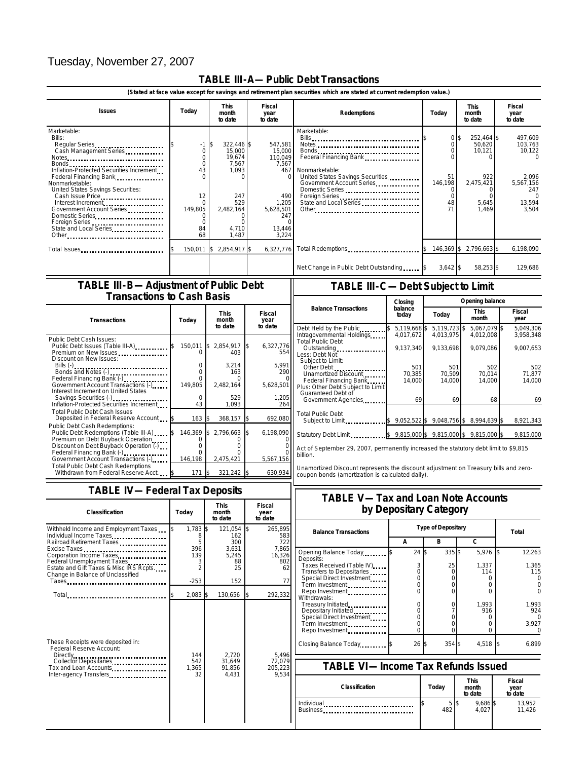Tuesday, November 27, 2007

## TABLE III-A— Public Debt Transactions

(Stated at face value except for savings and retirement plan securities which are stated at current redemption value.)

| Issues | Today | This month to date | Fiscal year to date | Redemptions | Today | This month to date | Fiscal year to date |
|---|---|---|---|---|---|---|---|
| Marketable: | | | | Marketable: | | | |
| Bills: | | | | Bills | $ 0 | $ 252,464 | $ 497,609 |
| Regular Series | $ -1 | $ 322,446 | $ 547,581 | Notes | 0 | 50,620 | 103,763 |
| Cash Management Series | 0 | 15,000 | 15,000 | Bonds | 0 | 10,121 | 10,122 |
| Notes | 0 | 19,674 | 110,049 | Federal Financing Bank | 0 | 0 | 0 |
| Bonds | 0 | 7,567 | 7,567 | | | | |
| Inflation-Protected Securities Increment | 43 | 1,093 | 467 | Nonmarketable: | | | |
| Federal Financing Bank | 0 | 0 | 0 | United States Savings Securities | 51 | 922 | 2,096 |
| Nonmarketable: | | | | Government Account Series | 146,198 | 2,475,421 | 5,567,156 |
| United States Savings Securities: | | | | Domestic Series | 0 | 0 | 247 |
| Cash Issue Price | 12 | 247 | 490 | Foreign Series | 0 | 0 | 0 |
| Interest Increment | 0 | 529 | 1,205 | State and Local Series | 48 | 5,645 | 13,594 |
| Government Account Series | 149,805 | 2,482,164 | 5,628,501 | Other | 71 | 1,469 | 3,504 |
| Domestic Series | 0 | 0 | 247 | | | | |
| Foreign Series | 0 | 0 | 0 | | | | |
| State and Local Series | 84 | 4,710 | 13,446 | | | | |
| Other | 68 | 1,487 | 3,224 | | | | |
| Total Issues | $ 150,011 | $ 2,854,917 | $ 6,327,776 | Total Redemptions | $ 146,369 | $ 2,796,663 | $ 6,198,090 |
| | | | | Net Change in Public Debt Outstanding | $ 3,642 | $ 58,253 | $ 129,686 |

## TABLE III-B— Adjustment of Public Debt Transactions to Cash Basis

| Transactions | Today | This month to date | Fiscal year to date |
|---|---|---|---|
| Public Debt Cash Issues: | | | |
| Public Debt Issues (Table III-A) | $ 150,011 | $ 2,854,917 | $ 6,327,776 |
| Premium on New Issues | 0 | 403 | 554 |
| Discount on New Issues: | | | |
| Bills (-) | 0 | 3,214 | 5,991 |
| Bonds and Notes (-) | 0 | 163 | 290 |
| Federal Financing Bank (-) | 0 | 0 | 0 |
| Government Account Transactions (-) | 149,805 | 2,482,164 | 5,628,501 |
| Interest Increment on United States Savings Securities (-) | 0 | 529 | 1,205 |
| Inflation-Protected Securities Increment | 43 | 1,093 | 264 |
| Total Public Debt Cash Issues Deposited in Federal Reserve Account | $ 163 | $ 368,157 | $ 692,080 |
| Public Debt Cash Redemptions: | | | |
| Public Debt Redemptions (Table III-A) | $ 146,369 | $ 2,796,663 | $ 6,198,090 |
| Premium on Debt Buyback Operation | 0 | 0 | 0 |
| Discount on Debt Buyback Operation (-) | 0 | 0 | 0 |
| Federal Financing Bank (-) | 0 | 0 | 0 |
| Government Account Transactions (-) | 146,198 | 2,475,421 | 5,567,156 |
| Total Public Debt Cash Redemptions Withdrawn from Federal Reserve Acct. | $ 171 | $ 321,242 | $ 630,934 |

## TABLE III-C— Debt Subject to Limit

| Balance Transactions | Closing balance today | Opening balance Today | Opening balance This month | Opening balance Fiscal year |
|---|---|---|---|---|
| Debt Held by the Public | $ 5,119,668 | $ 5,119,723 | $ 5,067,079 | $ 5,049,306 |
| Intragovernmental Holdings | 4,017,672 | 4,013,975 | 4,012,008 | 3,958,348 |
| Total Public Debt Outstanding | 9,137,340 | 9,133,698 | 9,079,086 | 9,007,653 |
| Less: Debt Not Subject to Limit: | | | | |
| Other Debt | 501 | 501 | 502 | 502 |
| Unamortized Discount | 70,385 | 70,509 | 70,014 | 71,877 |
| Federal Financing Bank | 14,000 | 14,000 | 14,000 | 14,000 |
| Plus: Other Debt Subject to Limit Guaranteed Debt of Government Agencies | 69 | 69 | 68 | 69 |
| Total Public Debt Subject to Limit | $ 9,052,522 | $ 9,048,756 | $ 8,994,639 | $ 8,921,343 |
| Statutory Debt Limit | $ 9,815,000 | $ 9,815,000 | $ 9,815,000 | $ 9,815,000 |

Act of September 29, 2007, permanently increased the statutory debt limit to $9,815 billion.

Unamortized Discount represents the discount adjustment on Treasury bills and zero-coupon bonds (amortization is calculated daily).

## TABLE IV— Federal Tax Deposits

| Classification | Today | This month to date | Fiscal year to date |
|---|---|---|---|
| Withheld Income and Employment Taxes | $ 1,783 | $ 121,054 | $ 265,895 |
| Individual Income Taxes | 8 | 162 | 583 |
| Railroad Retirement Taxes | 5 | 300 | 722 |
| Excise Taxes | 396 | 3,631 | 7,865 |
| Corporation Income Taxes | 139 | 5,245 | 16,326 |
| Federal Unemployment Taxes | 3 | 88 | 802 |
| Estate and Gift Taxes & Misc IRS Rcpts. | 2 | 25 | 62 |
| Change in Balance of Unclassified Taxes | -253 | 152 | 77 |
| Total | $ 2,083 | $ 130,656 | $ 292,332 |
| These Receipts were deposited in: | | | |
| Federal Reserve Account: | | | |
| Directly | 144 | 2,720 | 5,496 |
| Collector Depositaries | 542 | 31,649 | 72,079 |
| Tax and Loan Accounts | 1,365 | 91,856 | 205,223 |
| Inter-agency Transfers | 32 | 4,431 | 9,534 |

## TABLE V— Tax and Loan Note Accounts by Depositary Category

| Balance Transactions | Type of Depositary A | Type of Depositary B | Type of Depositary C | Total |
|---|---|---|---|---|
| Opening Balance Today | $ 24 | $ 335 | $ 5,976 | $ 12,263 |
| Deposits: | | | | |
| Taxes Received (Table IV) | 3 | 25 | 1,337 | 1,365 |
| Transfers to Depositaries | 0 | 0 | 114 | 115 |
| Special Direct Investment | 0 | 0 | 0 | 0 |
| Term Investment | 0 | 0 | 0 | 0 |
| Repo Investment | 0 | 0 | 0 | 0 |
| Withdrawals: | | | | |
| Treasury Initiated | 0 | 0 | 1,993 | 1,993 |
| Depositary Initiated | 0 | 7 | 916 | 924 |
| Special Direct Investment | 0 | 0 | 0 | 0 |
| Term Investment | 0 | 0 | 0 | 3,927 |
| Repo Investment | 0 | 0 | 0 | 0 |
| Closing Balance Today | $ 26 | $ 354 | $ 4,518 | $ 6,899 |

## TABLE VI— Income Tax Refunds Issued

| Classification | Today | This month to date | Fiscal year to date |
|---|---|---|---|
| Individual | $ 5 | $ 9,686 | $ 13,952 |
| Business | 482 | 4,027 | 11,426 |